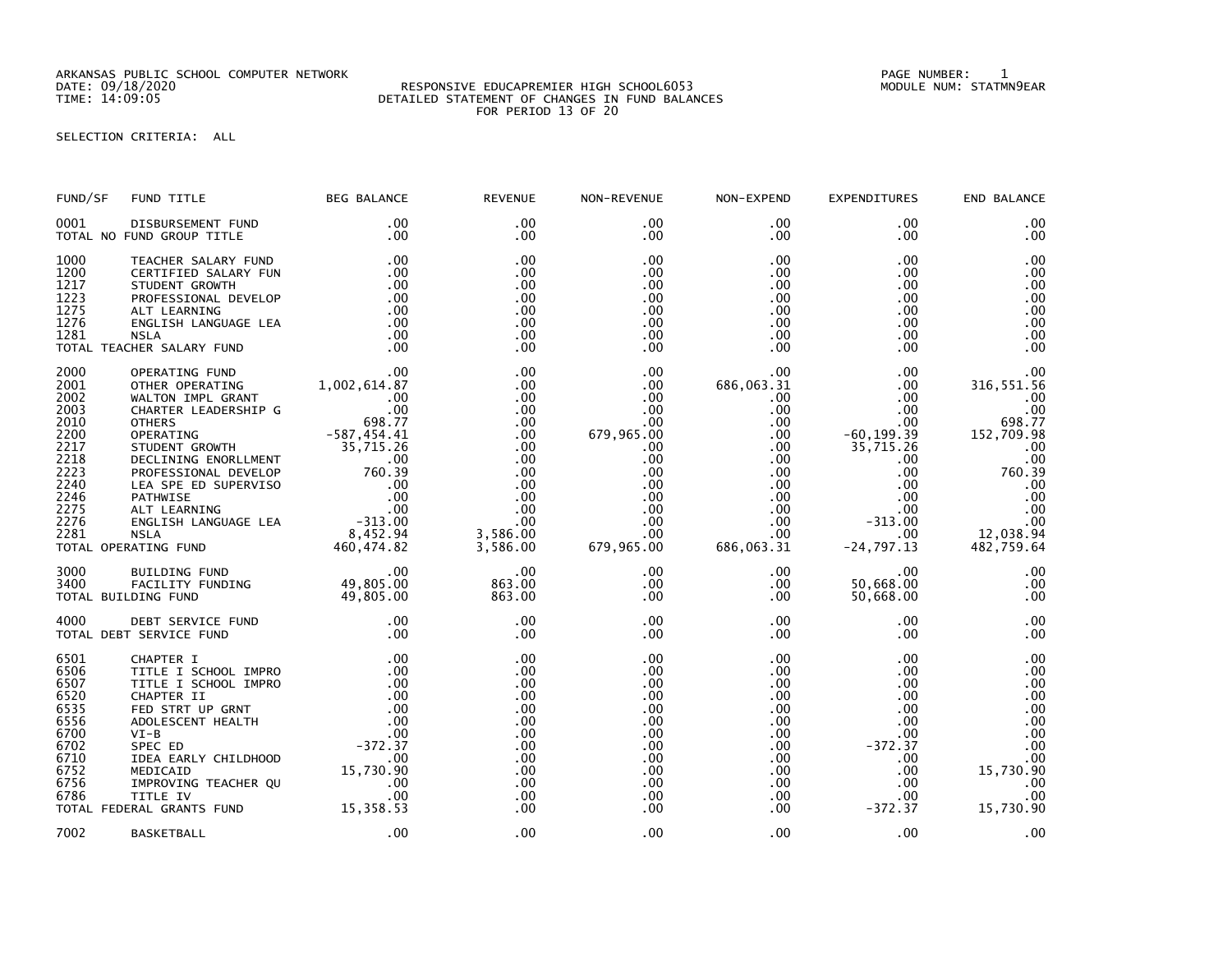ARKANSAS PUBLIC SCHOOL COMPUTER NETWORK
DATE: 09/18/2020
TIME: 14:09:05

RESPONSIVE EDUCAPREMIER HIGH SCHOOL6053
DETAILED STATEMENT OF CHANGES IN FUND BALANCES
FOR PERIOD 13 OF 20

PAGE NUMBER: 1
MODULE NUM: STATMN9EAR

SELECTION CRITERIA: ALL

| FUND/SF | FUND TITLE | BEG BALANCE | REVENUE | NON-REVENUE | NON-EXPEND | EXPENDITURES | END BALANCE |
|---|---|---|---|---|---|---|---|
| 0001 | DISBURSEMENT FUND | .00 | .00 | .00 | .00 | .00 | .00 |
| TOTAL NO FUND GROUP TITLE | | .00 | .00 | .00 | .00 | .00 | .00 |
| 1000 | TEACHER SALARY FUND | .00 | .00 | .00 | .00 | .00 | .00 |
| 1200 | CERTIFIED SALARY FUN | .00 | .00 | .00 | .00 | .00 | .00 |
| 1217 | STUDENT GROWTH | .00 | .00 | .00 | .00 | .00 | .00 |
| 1223 | PROFESSIONAL DEVELOP | .00 | .00 | .00 | .00 | .00 | .00 |
| 1275 | ALT LEARNING | .00 | .00 | .00 | .00 | .00 | .00 |
| 1276 | ENGLISH LANGUAGE LEA | .00 | .00 | .00 | .00 | .00 | .00 |
| 1281 | NSLA | .00 | .00 | .00 | .00 | .00 | .00 |
| TOTAL TEACHER SALARY FUND | | .00 | .00 | .00 | .00 | .00 | .00 |
| 2000 | OPERATING FUND | .00 | .00 | .00 | .00 | .00 | .00 |
| 2001 | OTHER OPERATING | 1,002,614.87 | .00 | .00 | 686,063.31 | .00 | 316,551.56 |
| 2002 | WALTON IMPL GRANT | .00 | .00 | .00 | .00 | .00 | .00 |
| 2003 | CHARTER LEADERSHIP G | .00 | .00 | .00 | .00 | .00 | .00 |
| 2010 | OTHERS | 698.77 | .00 | .00 | .00 | .00 | 698.77 |
| 2200 | OPERATING | -587,454.41 | .00 | 679,965.00 | .00 | -60,199.39 | 152,709.98 |
| 2217 | STUDENT GROWTH | 35,715.26 | .00 | .00 | .00 | 35,715.26 | .00 |
| 2218 | DECLINING ENORLLMENT | .00 | .00 | .00 | .00 | .00 | .00 |
| 2223 | PROFESSIONAL DEVELOP | 760.39 | .00 | .00 | .00 | .00 | 760.39 |
| 2240 | LEA SPE ED SUPERVISO | .00 | .00 | .00 | .00 | .00 | .00 |
| 2246 | PATHWISE | .00 | .00 | .00 | .00 | .00 | .00 |
| 2275 | ALT LEARNING | .00 | .00 | .00 | .00 | .00 | .00 |
| 2276 | ENGLISH LANGUAGE LEA | -313.00 | .00 | .00 | .00 | -313.00 | .00 |
| 2281 | NSLA | 8,452.94 | 3,586.00 | .00 | .00 | .00 | 12,038.94 |
| TOTAL OPERATING FUND | | 460,474.82 | 3,586.00 | 679,965.00 | 686,063.31 | -24,797.13 | 482,759.64 |
| 3000 | BUILDING FUND | .00 | .00 | .00 | .00 | .00 | .00 |
| 3400 | FACILITY FUNDING | 49,805.00 | 863.00 | .00 | .00 | 50,668.00 | .00 |
| TOTAL BUILDING FUND | | 49,805.00 | 863.00 | .00 | .00 | 50,668.00 | .00 |
| 4000 | DEBT SERVICE FUND | .00 | .00 | .00 | .00 | .00 | .00 |
| TOTAL DEBT SERVICE FUND | | .00 | .00 | .00 | .00 | .00 | .00 |
| 6501 | CHAPTER I | .00 | .00 | .00 | .00 | .00 | .00 |
| 6506 | TITLE I SCHOOL IMPRO | .00 | .00 | .00 | .00 | .00 | .00 |
| 6507 | TITLE I SCHOOL IMPRO | .00 | .00 | .00 | .00 | .00 | .00 |
| 6520 | CHAPTER II | .00 | .00 | .00 | .00 | .00 | .00 |
| 6535 | FED STRT UP GRNT | .00 | .00 | .00 | .00 | .00 | .00 |
| 6556 | ADOLESCENT HEALTH | .00 | .00 | .00 | .00 | .00 | .00 |
| 6700 | VI-B | .00 | .00 | .00 | .00 | .00 | .00 |
| 6702 | SPEC ED | -372.37 | .00 | .00 | .00 | -372.37 | .00 |
| 6710 | IDEA EARLY CHILDHOOD | .00 | .00 | .00 | .00 | .00 | .00 |
| 6752 | MEDICAID | 15,730.90 | .00 | .00 | .00 | .00 | 15,730.90 |
| 6756 | IMPROVING TEACHER QU | .00 | .00 | .00 | .00 | .00 | .00 |
| 6786 | TITLE IV | .00 | .00 | .00 | .00 | .00 | .00 |
| TOTAL FEDERAL GRANTS FUND | | 15,358.53 | .00 | .00 | .00 | -372.37 | 15,730.90 |
| 7002 | BASKETBALL | .00 | .00 | .00 | .00 | .00 | .00 |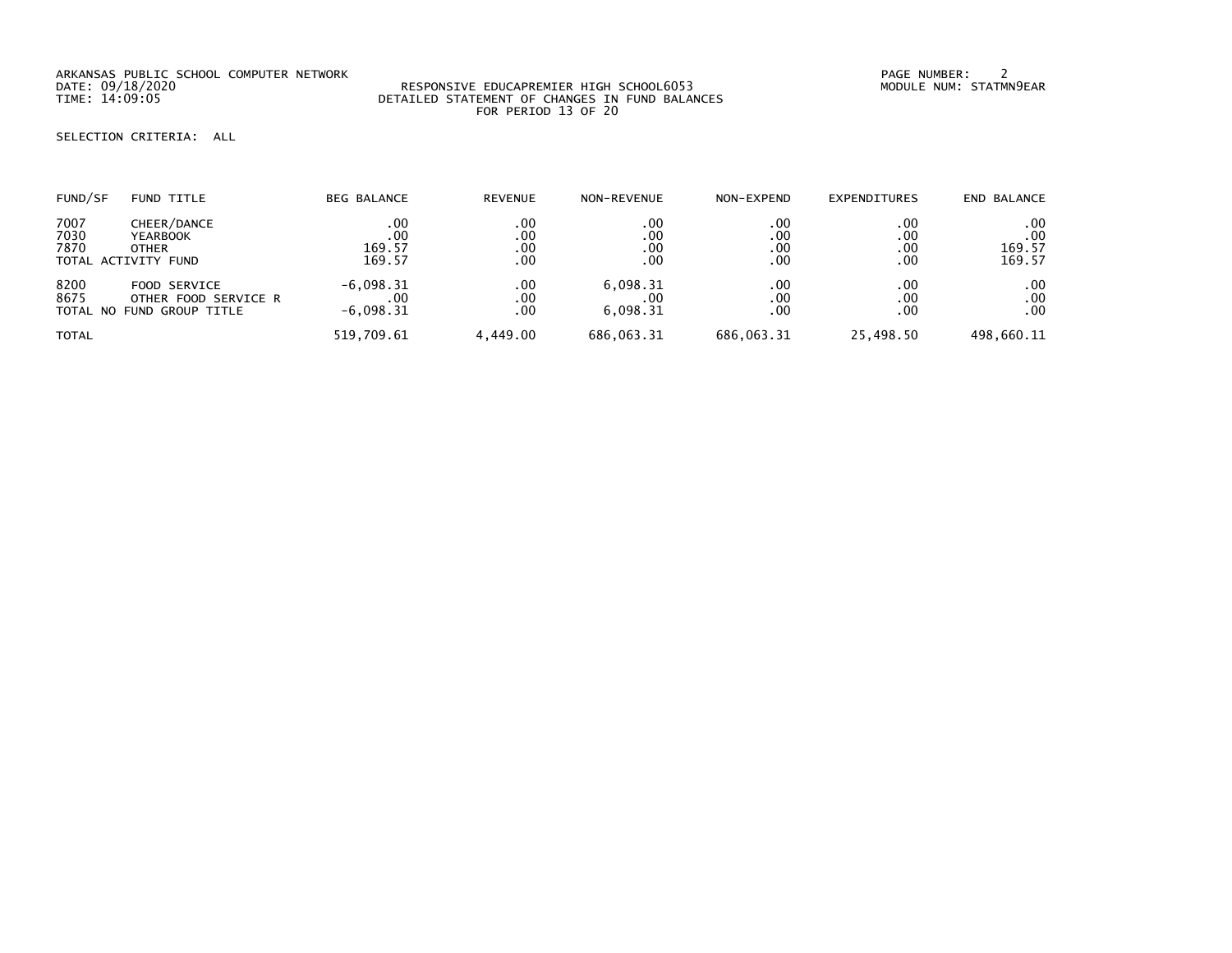ARKANSAS PUBLIC SCHOOL COMPUTER NETWORK
DATE: 09/18/2020
TIME: 14:09:05

RESPONSIVE EDUCAPREMIER HIGH SCHOOL6053
DETAILED STATEMENT OF CHANGES IN FUND BALANCES
FOR PERIOD 13 OF 20

PAGE NUMBER: 2
MODULE NUM: STATMN9EAR

SELECTION CRITERIA: ALL

| FUND/SF | FUND TITLE | BEG BALANCE | REVENUE | NON-REVENUE | NON-EXPEND | EXPENDITURES | END BALANCE |
|---|---|---|---|---|---|---|---|
| 7007 | CHEER/DANCE | .00 | .00 | .00 | .00 | .00 | .00 |
| 7030 | YEARBOOK | .00 | .00 | .00 | .00 | .00 | .00 |
| 7870 | OTHER | 169.57 | .00 | .00 | .00 | .00 | 169.57 |
| TOTAL ACTIVITY FUND | | 169.57 | .00 | .00 | .00 | .00 | 169.57 |
| 8200 | FOOD SERVICE | -6,098.31 | .00 | 6,098.31 | .00 | .00 | .00 |
| 8675 | OTHER FOOD SERVICE R | .00 | .00 | .00 | .00 | .00 | .00 |
| TOTAL NO FUND GROUP TITLE | | -6,098.31 | .00 | 6,098.31 | .00 | .00 | .00 |
| TOTAL | | 519,709.61 | 4,449.00 | 686,063.31 | 686,063.31 | 25,498.50 | 498,660.11 |